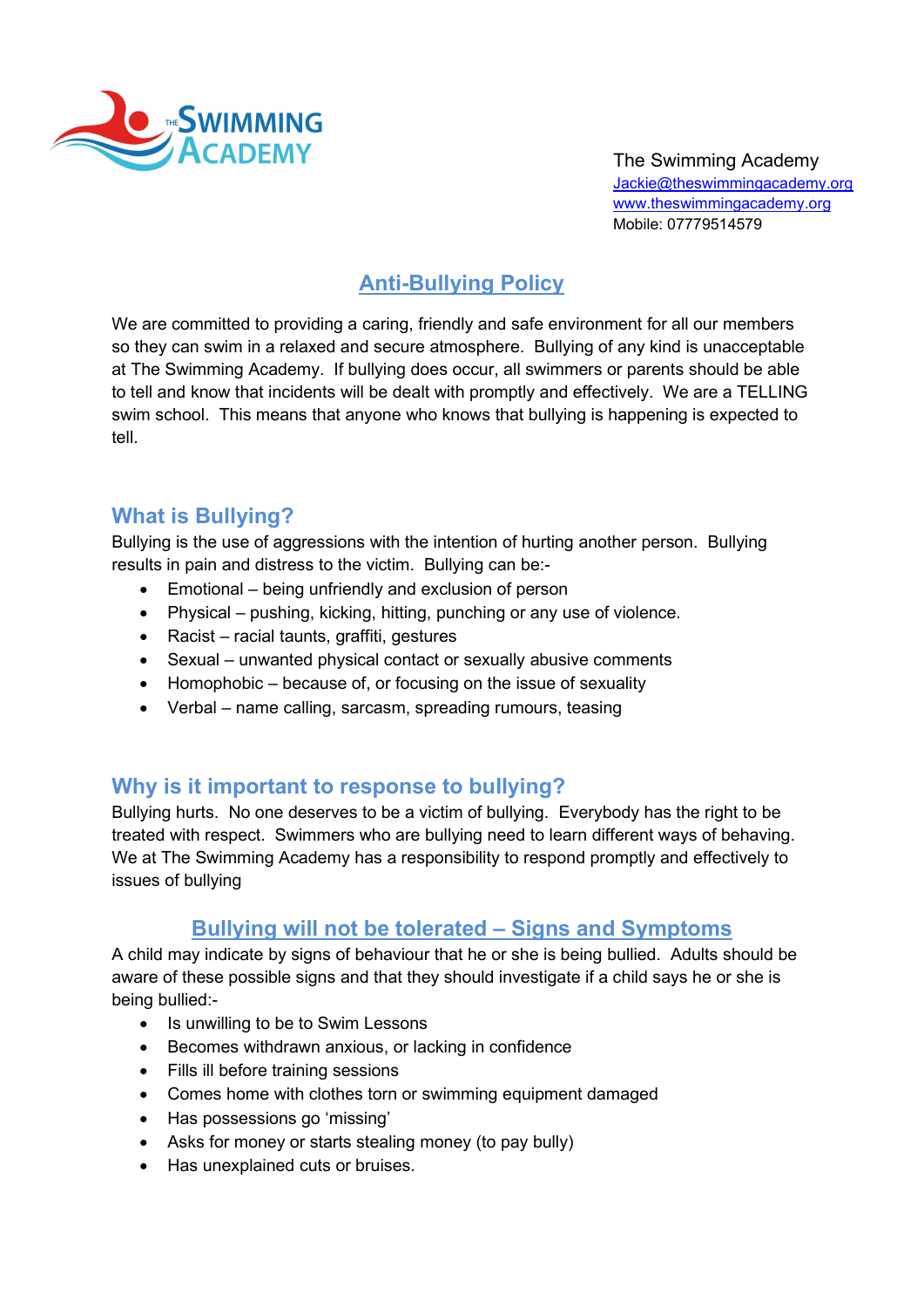The Swimming Academy
Jackie@theswimmingacademy.org
www.theswimmingacademy.org
Mobile: 07779514579

# Anti-Bullying Policy

We are committed to providing a caring, friendly and safe environment for all our members so they can swim in a relaxed and secure atmosphere. Bullying of any kind is unacceptable at The Swimming Academy. If bullying does occur, all swimmers or parents should be able to tell and know that incidents will be dealt with promptly and effectively. We are a TELLING swim school. This means that anyone who knows that bullying is happening is expected to tell.

## What is Bullying?

Bullying is the use of aggressions with the intention of hurting another person. Bullying results in pain and distress to the victim. Bullying can be:-

- Emotional – being unfriendly and exclusion of person
- Physical – pushing, kicking, hitting, punching or any use of violence.
- Racist – racial taunts, graffiti, gestures
- Sexual – unwanted physical contact or sexually abusive comments
- Homophobic – because of, or focusing on the issue of sexuality
- Verbal – name calling, sarcasm, spreading rumours, teasing

## Why is it important to response to bullying?

Bullying hurts. No one deserves to be a victim of bullying. Everybody has the right to be treated with respect. Swimmers who are bullying need to learn different ways of behaving. We at The Swimming Academy has a responsibility to respond promptly and effectively to issues of bullying

## Bullying will not be tolerated – Signs and Symptoms

A child may indicate by signs of behaviour that he or she is being bullied. Adults should be aware of these possible signs and that they should investigate if a child says he or she is being bullied:-

- Is unwilling to be to Swim Lessons
- Becomes withdrawn anxious, or lacking in confidence
- Fills ill before training sessions
- Comes home with clothes torn or swimming equipment damaged
- Has possessions go 'missing'
- Asks for money or starts stealing money (to pay bully)
- Has unexplained cuts or bruises.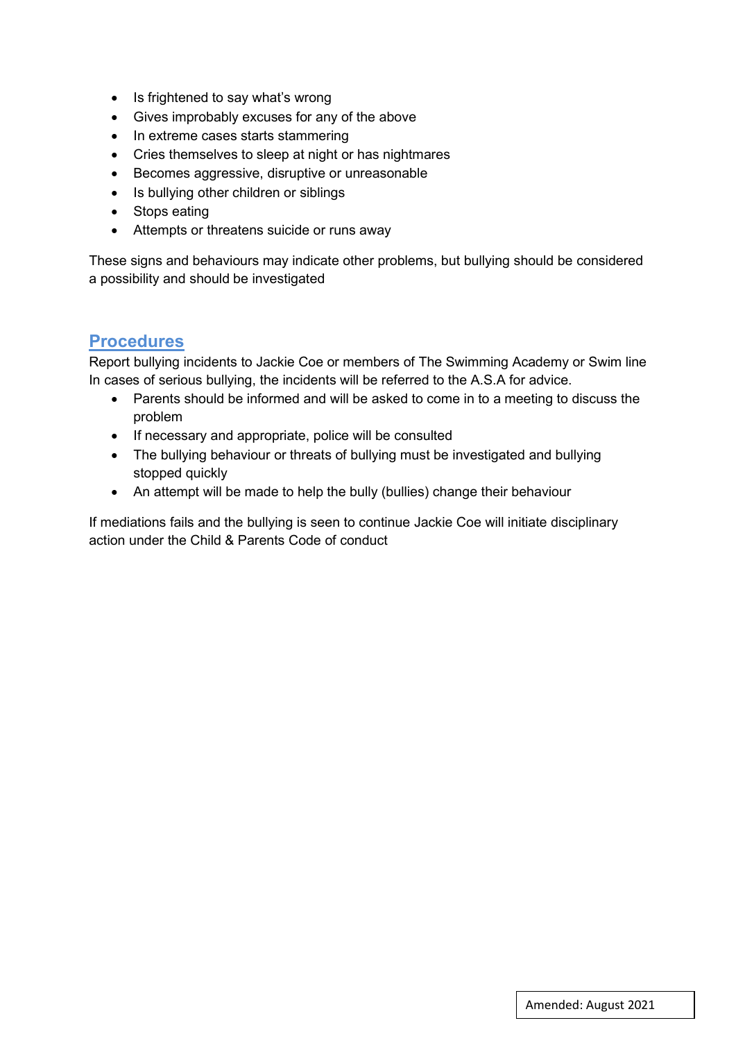- Is frightened to say what's wrong
- Gives improbably excuses for any of the above
- In extreme cases starts stammering
- Cries themselves to sleep at night or has nightmares
- Becomes aggressive, disruptive or unreasonable
- Is bullying other children or siblings
- Stops eating
- Attempts or threatens suicide or runs away

These signs and behaviours may indicate other problems, but bullying should be considered a possibility and should be investigated

## Procedures

Report bullying incidents to Jackie Coe or members of The Swimming Academy or Swim line
In cases of serious bullying, the incidents will be referred to the A.S.A for advice.

- Parents should be informed and will be asked to come in to a meeting to discuss the problem
- If necessary and appropriate, police will be consulted
- The bullying behaviour or threats of bullying must be investigated and bullying stopped quickly
- An attempt will be made to help the bully (bullies) change their behaviour

If mediations fails and the bullying is seen to continue Jackie Coe will initiate disciplinary action under the Child & Parents Code of conduct

Amended: August 2021